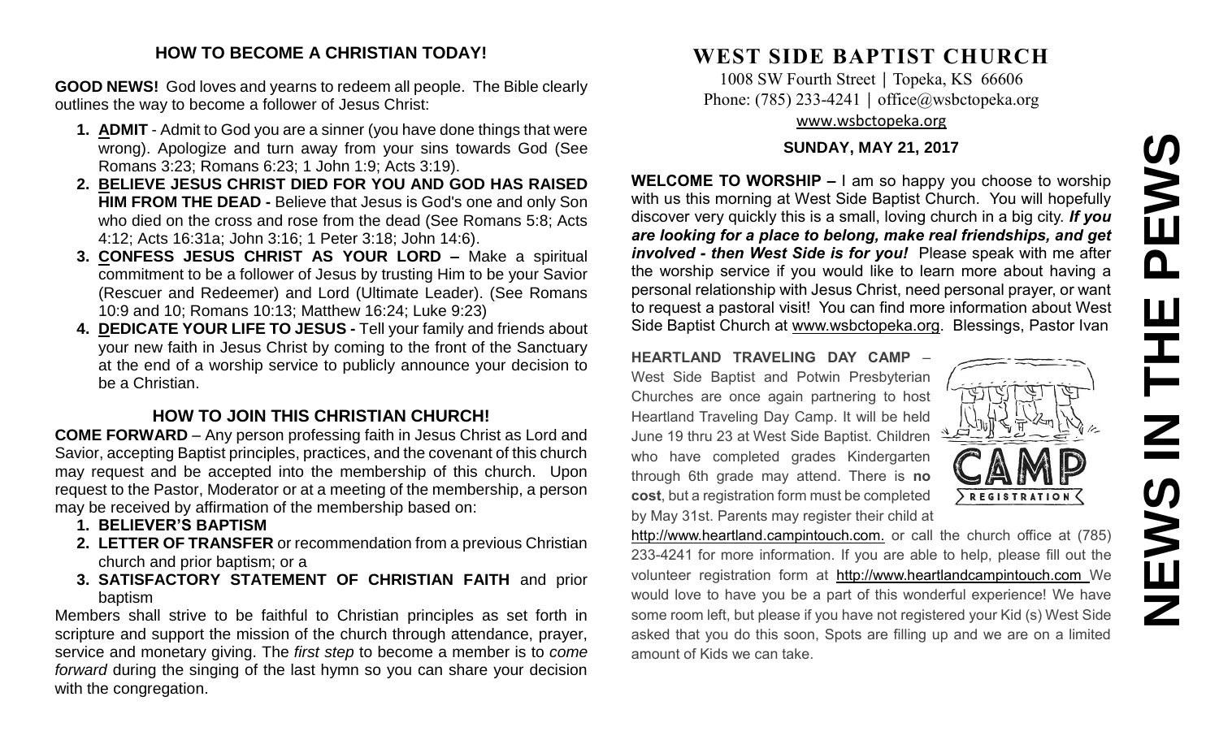## HOW TO BECOME A CHRISTIAN TODAY!

**GOOD NEWS!** God loves and yearns to redeem all people. The Bible clearly outlines the way to become a follower of Jesus Christ:

1. **ADMIT** - Admit to God you are a sinner (you have done things that were wrong). Apologize and turn away from your sins towards God (See Romans 3:23; Romans 6:23; 1 John 1:9; Acts 3:19).
2. **BELIEVE JESUS CHRIST DIED FOR YOU AND GOD HAS RAISED HIM FROM THE DEAD -** Believe that Jesus is God's one and only Son who died on the cross and rose from the dead (See Romans 5:8; Acts 4:12; Acts 16:31a; John 3:16; 1 Peter 3:18; John 14:6).
3. **CONFESS JESUS CHRIST AS YOUR LORD –** Make a spiritual commitment to be a follower of Jesus by trusting Him to be your Savior (Rescuer and Redeemer) and Lord (Ultimate Leader). (See Romans 10:9 and 10; Romans 10:13; Matthew 16:24; Luke 9:23)
4. **DEDICATE YOUR LIFE TO JESUS -** Tell your family and friends about your new faith in Jesus Christ by coming to the front of the Sanctuary at the end of a worship service to publicly announce your decision to be a Christian.

## HOW TO JOIN THIS CHRISTIAN CHURCH!

**COME FORWARD** – Any person professing faith in Jesus Christ as Lord and Savior, accepting Baptist principles, practices, and the covenant of this church may request and be accepted into the membership of this church. Upon request to the Pastor, Moderator or at a meeting of the membership, a person may be received by affirmation of the membership based on:

1. **BELIEVER'S BAPTISM**
2. **LETTER OF TRANSFER** or recommendation from a previous Christian church and prior baptism; or a
3. **SATISFACTORY STATEMENT OF CHRISTIAN FAITH** and prior baptism

Members shall strive to be faithful to Christian principles as set forth in scripture and support the mission of the church through attendance, prayer, service and monetary giving. The *first step* to become a member is to *come forward* during the singing of the last hymn so you can share your decision with the congregation.

# WEST SIDE BAPTIST CHURCH

1008 SW Fourth Street | Topeka, KS 66606
Phone: (785) 233-4241 | office@wsbctopeka.org
www.wsbctopeka.org

**SUNDAY, MAY 21, 2017**

**WELCOME TO WORSHIP –** I am so happy you choose to worship with us this morning at West Side Baptist Church. You will hopefully discover very quickly this is a small, loving church in a big city. ***If you are looking for a place to belong, make real friendships, and get involved - then West Side is for you!*** Please speak with me after the worship service if you would like to learn more about having a personal relationship with Jesus Christ, need personal prayer, or want to request a pastoral visit! You can find more information about West Side Baptist Church at www.wsbctopeka.org. Blessings, Pastor Ivan

**HEARTLAND TRAVELING DAY CAMP** – West Side Baptist and Potwin Presbyterian Churches are once again partnering to host Heartland Traveling Day Camp. It will be held June 19 thru 23 at West Side Baptist. Children who have completed grades Kindergarten through 6th grade may attend. There is **no cost**, but a registration form must be completed by May 31st. Parents may register their child at http://www.heartland.campintouch.com. or call the church office at (785) 233-4241 for more information. If you are able to help, please fill out the volunteer registration form at http://www.heartlandcampintouch.com We would love to have you be a part of this wonderful experience! We have some room left, but please if you have not registered your Kid (s) West Side asked that you do this soon, Spots are filling up and we are on a limited amount of Kids we can take.

# NEWS IN THE PEWS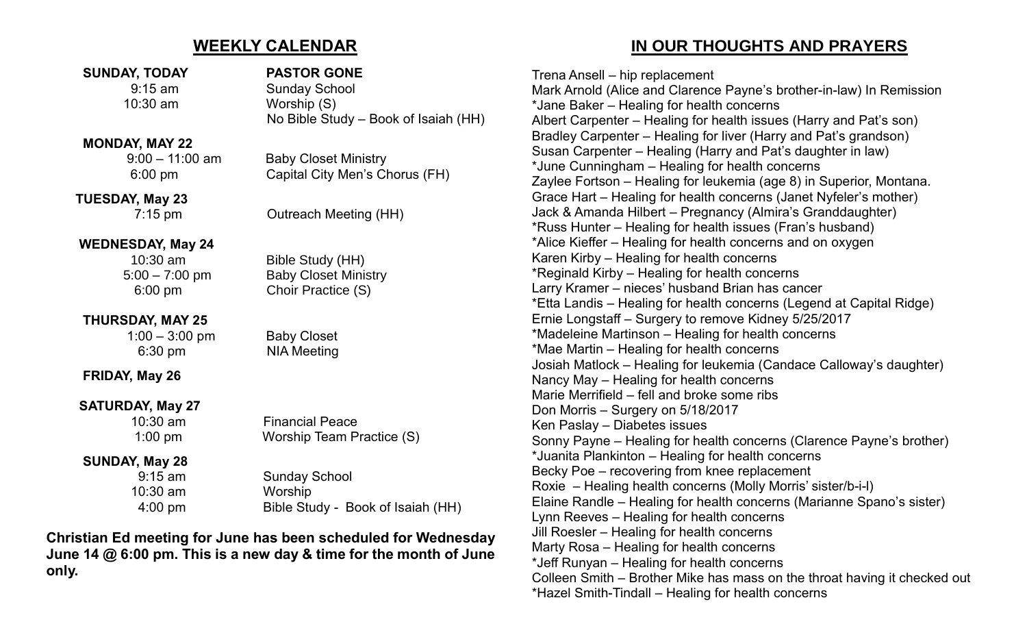## WEEKLY CALENDAR

**SUNDAY, TODAY** — **PASTOR GONE**

- 9:15 am — Sunday School
- 10:30 am — Worship (S)
- No Bible Study – Book of Isaiah (HH)

**MONDAY, MAY 22**

- 9:00 – 11:00 am — Baby Closet Ministry
- 6:00 pm — Capital City Men's Chorus (FH)

**TUESDAY, May 23**

- 7:15 pm — Outreach Meeting (HH)

**WEDNESDAY, May 24**

- 10:30 am — Bible Study (HH)
- 5:00 – 7:00 pm — Baby Closet Ministry
- 6:00 pm — Choir Practice (S)

**THURSDAY, MAY 25**

- 1:00 – 3:00 pm — Baby Closet
- 6:30 pm — NIA Meeting

**FRIDAY, May 26**

**SATURDAY, May 27**

- 10:30 am — Financial Peace
- 1:00 pm — Worship Team Practice (S)

**SUNDAY, May 28**

- 9:15 am — Sunday School
- 10:30 am — Worship
- 4:00 pm — Bible Study - Book of Isaiah (HH)

**Christian Ed meeting for June has been scheduled for Wednesday June 14 @ 6:00 pm. This is a new day & time for the month of June only.**

## IN OUR THOUGHTS AND PRAYERS

Trena Ansell – hip replacement
Mark Arnold (Alice and Clarence Payne's brother-in-law) In Remission
*Jane Baker – Healing for health concerns
Albert Carpenter – Healing for health issues (Harry and Pat's son)
Bradley Carpenter – Healing for liver (Harry and Pat's grandson)
Susan Carpenter – Healing (Harry and Pat's daughter in law)
*June Cunningham – Healing for health concerns
Zaylee Fortson – Healing for leukemia (age 8) in Superior, Montana.
Grace Hart – Healing for health concerns (Janet Nyfeler's mother)
Jack & Amanda Hilbert – Pregnancy (Almira's Granddaughter)
*Russ Hunter – Healing for health issues (Fran's husband)
*Alice Kieffer – Healing for health concerns and on oxygen
Karen Kirby – Healing for health concerns
*Reginald Kirby – Healing for health concerns
Larry Kramer – nieces' husband Brian has cancer
*Etta Landis – Healing for health concerns (Legend at Capital Ridge)
Ernie Longstaff – Surgery to remove Kidney 5/25/2017
*Madeleine Martinson – Healing for health concerns
*Mae Martin – Healing for health concerns
Josiah Matlock – Healing for leukemia (Candace Calloway's daughter)
Nancy May – Healing for health concerns
Marie Merrifield – fell and broke some ribs
Don Morris – Surgery on 5/18/2017
Ken Paslay – Diabetes issues
Sonny Payne – Healing for health concerns (Clarence Payne's brother)
*Juanita Plankinton – Healing for health concerns
Becky Poe – recovering from knee replacement
Roxie – Healing health concerns (Molly Morris' sister/b-i-l)
Elaine Randle – Healing for health concerns (Marianne Spano's sister)
Lynn Reeves – Healing for health concerns
Jill Roesler – Healing for health concerns
Marty Rosa – Healing for health concerns
*Jeff Runyan – Healing for health concerns
Colleen Smith – Brother Mike has mass on the throat having it checked out
*Hazel Smith-Tindall – Healing for health concerns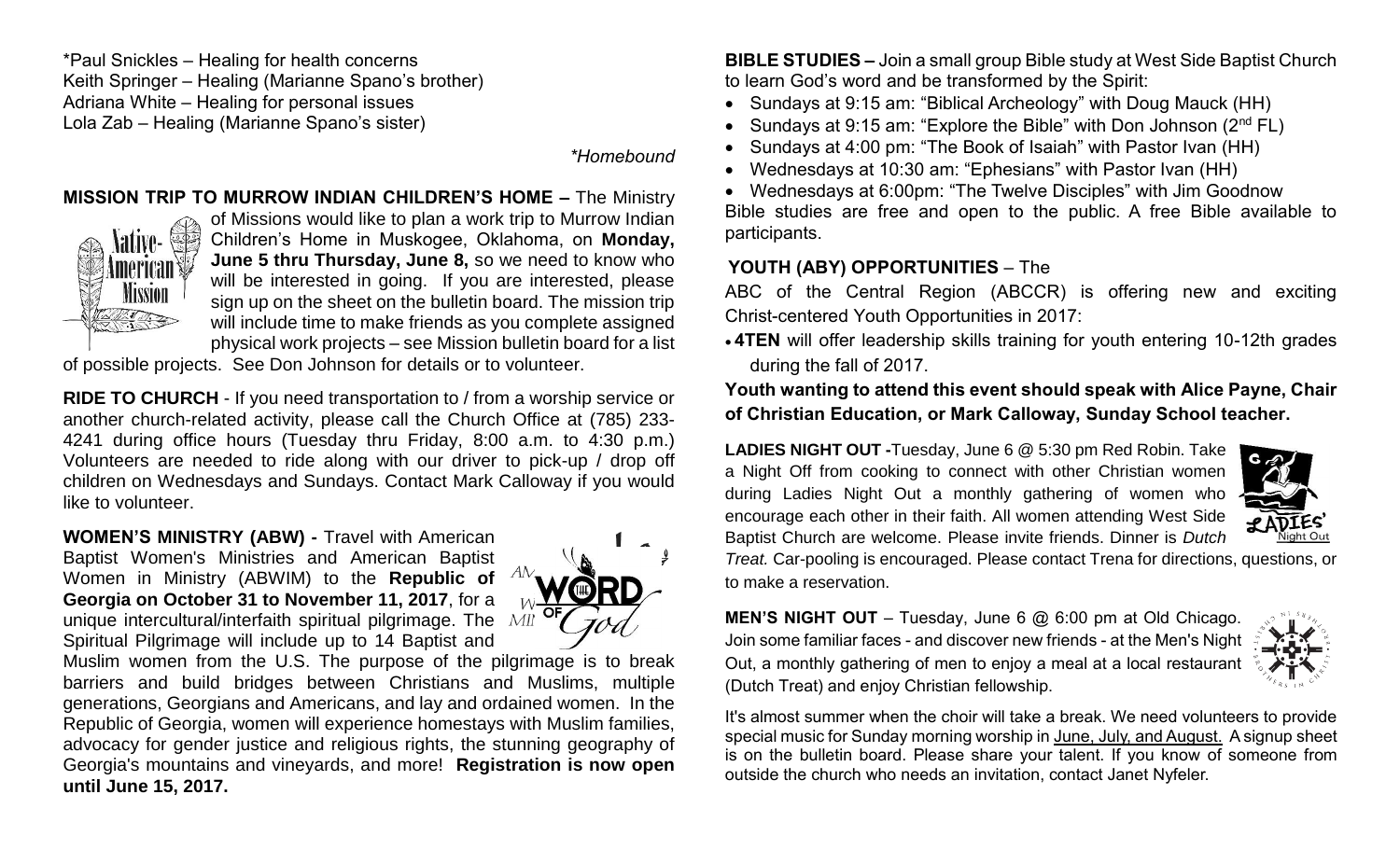*Paul Snickles – Healing for health concerns
Keith Springer – Healing (Marianne Spano's brother)
Adriana White – Healing for personal issues
Lola Zab – Healing (Marianne Spano's sister)

*\*Homebound*

**MISSION TRIP TO MURROW INDIAN CHILDREN'S HOME –** The Ministry of Missions would like to plan a work trip to Murrow Indian Children's Home in Muskogee, Oklahoma, on **Monday, June 5 thru Thursday, June 8,** so we need to know who will be interested in going. If you are interested, please sign up on the sheet on the bulletin board. The mission trip will include time to make friends as you complete assigned physical work projects – see Mission bulletin board for a list of possible projects. See Don Johnson for details or to volunteer.

**RIDE TO CHURCH** - If you need transportation to / from a worship service or another church-related activity, please call the Church Office at (785) 233-4241 during office hours (Tuesday thru Friday, 8:00 a.m. to 4:30 p.m.) Volunteers are needed to ride along with our driver to pick-up / drop off children on Wednesdays and Sundays. Contact Mark Calloway if you would like to volunteer.

**WOMEN'S MINISTRY (ABW) -** Travel with American Baptist Women's Ministries and American Baptist Women in Ministry (ABWIM) to the **Republic of Georgia on October 31 to November 11, 2017**, for a unique intercultural/interfaith spiritual pilgrimage. The Spiritual Pilgrimage will include up to 14 Baptist and Muslim women from the U.S. The purpose of the pilgrimage is to break barriers and build bridges between Christians and Muslims, multiple generations, Georgians and Americans, and lay and ordained women. In the Republic of Georgia, women will experience homestays with Muslim families, advocacy for gender justice and religious rights, the stunning geography of Georgia's mountains and vineyards, and more! **Registration is now open until June 15, 2017.**

**BIBLE STUDIES –** Join a small group Bible study at West Side Baptist Church to learn God's word and be transformed by the Spirit:

- Sundays at 9:15 am: "Biblical Archeology" with Doug Mauck (HH)
- Sundays at 9:15 am: "Explore the Bible" with Don Johnson (2nd FL)
- Sundays at 4:00 pm: "The Book of Isaiah" with Pastor Ivan (HH)
- Wednesdays at 10:30 am: "Ephesians" with Pastor Ivan (HH)
- Wednesdays at 6:00pm: "The Twelve Disciples" with Jim Goodnow

Bible studies are free and open to the public. A free Bible available to participants.

**YOUTH (ABY) OPPORTUNITIES** – The ABC of the Central Region (ABCCR) is offering new and exciting Christ-centered Youth Opportunities in 2017:

- **4TEN** will offer leadership skills training for youth entering 10-12th grades during the fall of 2017.

**Youth wanting to attend this event should speak with Alice Payne, Chair of Christian Education, or Mark Calloway, Sunday School teacher.**

**LADIES NIGHT OUT -**Tuesday, June 6 @ 5:30 pm Red Robin. Take a Night Off from cooking to connect with other Christian women during Ladies Night Out a monthly gathering of women who encourage each other in their faith. All women attending West Side Baptist Church are welcome. Please invite friends. Dinner is *Dutch Treat.* Car-pooling is encouraged. Please contact Trena for directions, questions, or to make a reservation.

**MEN'S NIGHT OUT** – Tuesday, June 6 @ 6:00 pm at Old Chicago. Join some familiar faces - and discover new friends - at the Men's Night Out, a monthly gathering of men to enjoy a meal at a local restaurant (Dutch Treat) and enjoy Christian fellowship.

It's almost summer when the choir will take a break. We need volunteers to provide special music for Sunday morning worship in June, July, and August. A signup sheet is on the bulletin board. Please share your talent. If you know of someone from outside the church who needs an invitation, contact Janet Nyfeler.